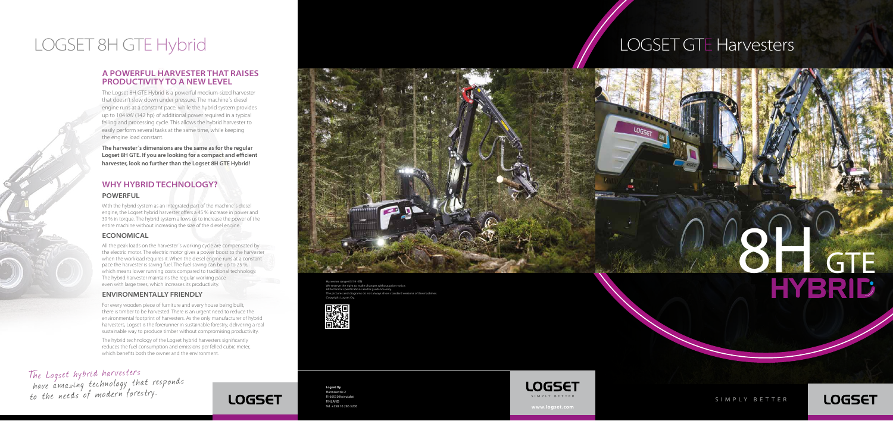# LOGSET 8H GTE Hybrid

## A POWERFUL HARVESTER THAT RAISES PRODUCTIVITY TO A NEW LEVEL

The Logset 8H GTE Hybrid is a powerful medium-sized harvester that doesn´t slow down under pressure. The machine´s diesel engine runs at a constant pace, while the hybrid system provides up to 104 kW (142 hp) of additional power required in a typical felling and processing cycle. This allows the hybrid harvester to easily perform several tasks at the same time, while keeping the engine load constant.

**The harvester´s dimensions are the same as for the regular Logset 8H GTE. If you are looking for a compact and efficient harvester, look no further than the Logset 8H GTE Hybrid!**

## WHY HYBRID TECHNOLOGY?

### POWERFUL

With the hybrid system as an integrated part of the machine´s diesel engine, the Logset hybrid harvester offers a 45 % increase in power and 39 % in torque. The hybrid system allows us to increase the power of the entire machine without increasing the size of the diesel engine.

### ECONOMICAL

All the peak loads on the harvester´s working cycle are compensated by the electric motor. The electric motor gives a power boost to the harvester when the workload requires it. When the diesel engine runs at a constant pace the harvester is saving fuel. The fuel saving can be up to 25 %, which means lower running costs compared to traditional technology. The hybrid harvester maintains the regular working pace even with large trees, which increases its productivity.

### ENVIRONMENTALLY FRIENDLY

For every wooden piece of furniture and every house being built, there is timber to be harvested. There is an urgent need to reduce the environmental footprint of harvesters. As the only manufacturer of hybrid harvesters, Logset is the forerunner in sustainable forestry, delivering a real sustainable way to produce timber without compromising productivity.

The hybrid technology of the Logset hybrid harvesters significantly reduces the fuel consumption and emissions per felled cubic meter, which benefits both the owner and the environment.

*The Logset hybrid harvesters have amazing technology that responds to the needs of modern forestry.*

LOGSET

Harvester range 05/19 - EN
We reserve the right to make changes without prior notice.
All technical specifications are for guidance only.
The pictures and diagrams do not always show standard versions of the machines.
Copyright Logset Oy.

**Logset Oy**
Nannaventie 2
FI-66530 Koivulahti
FINLAND
Tel. +358 10 266 5200

LOGSET
SIMPLY BETTER
www.logset.com

# LOGSET GTE Harvesters

8H GTE HYBRID

SIMPLY BETTER

LOGSET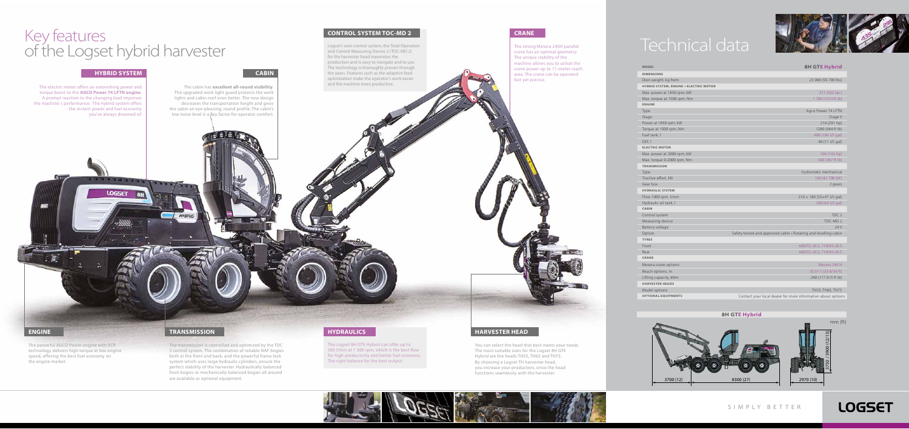# Key features of the Logset hybrid harvester

## HYBRID SYSTEM

The electric motor offers an astonishing power and torque boost to the **AGCO Power 74 LFTN engine**. A prompt reaction to the changing load improves the machine´s performance. The hybrid system offers the instant power and fuel economy you've always dreamed of.

## CABIN

The cabin has **excellent all-round visibility**. The upgraded work light guard protects the work lights and cabin roof even better. The new design decreases the transportation height and gives the cabin an eye-pleasing, round profile. The cabin's low noise level is a key factor for operator comfort.

## CONTROL SYSTEM TOC-MD 2

Logset's own control system, the Total Operation and Control Measuring Device 2 (TOC-MD 2) for the harvester head maximizes the production and is easy to navigate and to use. The technology is thoroughly proven through the years. Features such as the adaptive feed optimization make the operator's work easier and the machine more productive.

## CRANE

The strong Mesera 240H parallel crane has an optimal geometry. The unique stability of the machine allows you to utilize the crane power up to 11-meter reach area. The crane can be operated fast yet precise.

## ENGINE

The powerful AGCO Power engine with SCR technology delivers high torque at low engine speed, offering the best fuel economy on the engine market.

## TRANSMISSION

The transmission is controlled and optimized by the TOC 2 control system. The combination of reliable NAF bogies both at the front and back, and the powerful frame lock system which uses large hydraulic cylinders, ensure the perfect stability of the harvester. Hydraulically balanced front bogies or mechanically balanced bogies all around are available as optional equipment.

## HYDRAULICS

The Logset 8H GTE Hybrid can offer up to 585 l/min at 1 500 rpm, which is the best flow for high productivity and better fuel economy. The right balance for the best output.

## HARVESTER HEAD

You can select the head that best meets your needs. The most suitable sizes for the Logset 8H GTE Hybrid are the heads TH55, TH65 and TH75. By choosing a Logset TH harvester head, you increase your production, since the head functions seamlessly with the harvester.

# Technical data

| MODEL | 8H GTE Hybrid |
|---|---|
| **DIMENSIONS** | |
| Own weight, kg from | 23 000 (50 700 lbs) |
| **HYBRID SYSTEM, ENGINE + ELECTRIC MOTOR** | |
| Max. power at 1850 rpm, kW | 311 (422 hp) |
| Max. torque at 1500 rpm, Nm | 1 780 (1313 ft lb) |
| **ENGINE** | |
| Type | Agco Power 74 LFTN |
| Stage | Stage V |
| Power at 1850 rpm, kW | 214 (291 hp) |
| Torque at 1500 rpm, Nm | 1280 (944 ft lb) |
| Fuel tank, l | 400 (106 US gal) |
| DEF, l | 40 (11 US gal) |
| **ELECTRIC MOTOR** | |
| Max. power at 2000 rpm, kW | 104 (142 hp) |
| Max. torque 0-2000 rpm, Nm | 500 (367 ft lb) |
| **TRANSMISSION** | |
| Type | hydrostatic mechanical |
| Tractive effort, kN | 190 (42 700 lbf) |
| Gear box | 2 gears |
| **HYDRAULIC SYSTEM** | |
| Flow 1060 rpm, l/min | 210 + 180 (55+47 US gal) |
| Hydraulic oil tank, l | 240 (63 US gal) |
| **CABIN** | |
| Control system | TOC 2 |
| Measuring device | TOC-MD 2 |
| Battery voltage | 24 V |
| Option | Safety tested and approved cabin • Rotating and levelling cabin |
| **TYRES** | |
| Front | 600/55-26.5; 710/45-26.5 |
| Rear | 600/55-26.5; 710/45-26.5 |
| **CRANE** | |
| Mesera crane options | Mesera 240 H |
| Reach options, m | 10.3/11 (33.8/36 ft) |
| Lifting capacity, kNm | 240 (177 015 ft lb) |
| **HARVESTER HEADS** | |
| Model options | TH55, TH65, TH75 |
| **OPTIONAL EQUIPMENTS** | Contact your local dealer for more information about options |

8H GTE Hybrid

mm (ft)

3700 (12)

8300 (27)

2970 (10)

3750 / 3900 (12/13)

SIMPLY BETTER

LOGSET